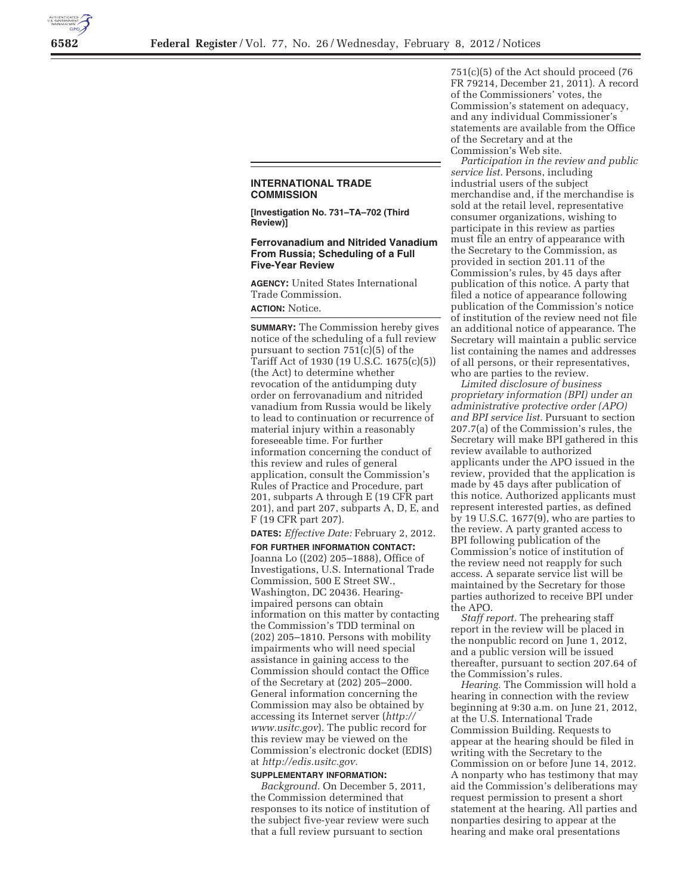## INTERNATIONAL TRADE COMMISSION

**[Investigation No. 731–TA–702 (Third Review)]**

### Ferrovanadium and Nitrided Vanadium From Russia; Scheduling of a Full Five-Year Review

**AGENCY:** United States International Trade Commission.

**ACTION:** Notice.

**SUMMARY:** The Commission hereby gives notice of the scheduling of a full review pursuant to section 751(c)(5) of the Tariff Act of 1930 (19 U.S.C. 1675(c)(5)) (the Act) to determine whether revocation of the antidumping duty order on ferrovanadium and nitrided vanadium from Russia would be likely to lead to continuation or recurrence of material injury within a reasonably foreseeable time. For further information concerning the conduct of this review and rules of general application, consult the Commission's Rules of Practice and Procedure, part 201, subparts A through E (19 CFR part 201), and part 207, subparts A, D, E, and F (19 CFR part 207).

**DATES:** *Effective Date:* February 2, 2012.

**FOR FURTHER INFORMATION CONTACT:** Joanna Lo ((202) 205–1888), Office of Investigations, U.S. International Trade Commission, 500 E Street SW., Washington, DC 20436. Hearing-impaired persons can obtain information on this matter by contacting the Commission's TDD terminal on (202) 205–1810. Persons with mobility impairments who will need special assistance in gaining access to the Commission should contact the Office of the Secretary at (202) 205–2000. General information concerning the Commission may also be obtained by accessing its Internet server (*http://www.usitc.gov*). The public record for this review may be viewed on the Commission's electronic docket (EDIS) at *http://edis.usitc.gov.*

**SUPPLEMENTARY INFORMATION:**

*Background.* On December 5, 2011, the Commission determined that responses to its notice of institution of the subject five-year review were such that a full review pursuant to section 751(c)(5) of the Act should proceed (76 FR 79214, December 21, 2011). A record of the Commissioners' votes, the Commission's statement on adequacy, and any individual Commissioner's statements are available from the Office of the Secretary and at the Commission's Web site.

*Participation in the review and public service list.* Persons, including industrial users of the subject merchandise and, if the merchandise is sold at the retail level, representative consumer organizations, wishing to participate in this review as parties must file an entry of appearance with the Secretary to the Commission, as provided in section 201.11 of the Commission's rules, by 45 days after publication of this notice. A party that filed a notice of appearance following publication of the Commission's notice of institution of the review need not file an additional notice of appearance. The Secretary will maintain a public service list containing the names and addresses of all persons, or their representatives, who are parties to the review.

*Limited disclosure of business proprietary information (BPI) under an administrative protective order (APO) and BPI service list.* Pursuant to section 207.7(a) of the Commission's rules, the Secretary will make BPI gathered in this review available to authorized applicants under the APO issued in the review, provided that the application is made by 45 days after publication of this notice. Authorized applicants must represent interested parties, as defined by 19 U.S.C. 1677(9), who are parties to the review. A party granted access to BPI following publication of the Commission's notice of institution of the review need not reapply for such access. A separate service list will be maintained by the Secretary for those parties authorized to receive BPI under the APO.

*Staff report.* The prehearing staff report in the review will be placed in the nonpublic record on June 1, 2012, and a public version will be issued thereafter, pursuant to section 207.64 of the Commission's rules.

*Hearing.* The Commission will hold a hearing in connection with the review beginning at 9:30 a.m. on June 21, 2012, at the U.S. International Trade Commission Building. Requests to appear at the hearing should be filed in writing with the Secretary to the Commission on or before June 14, 2012. A nonparty who has testimony that may aid the Commission's deliberations may request permission to present a short statement at the hearing. All parties and nonparties desiring to appear at the hearing and make oral presentations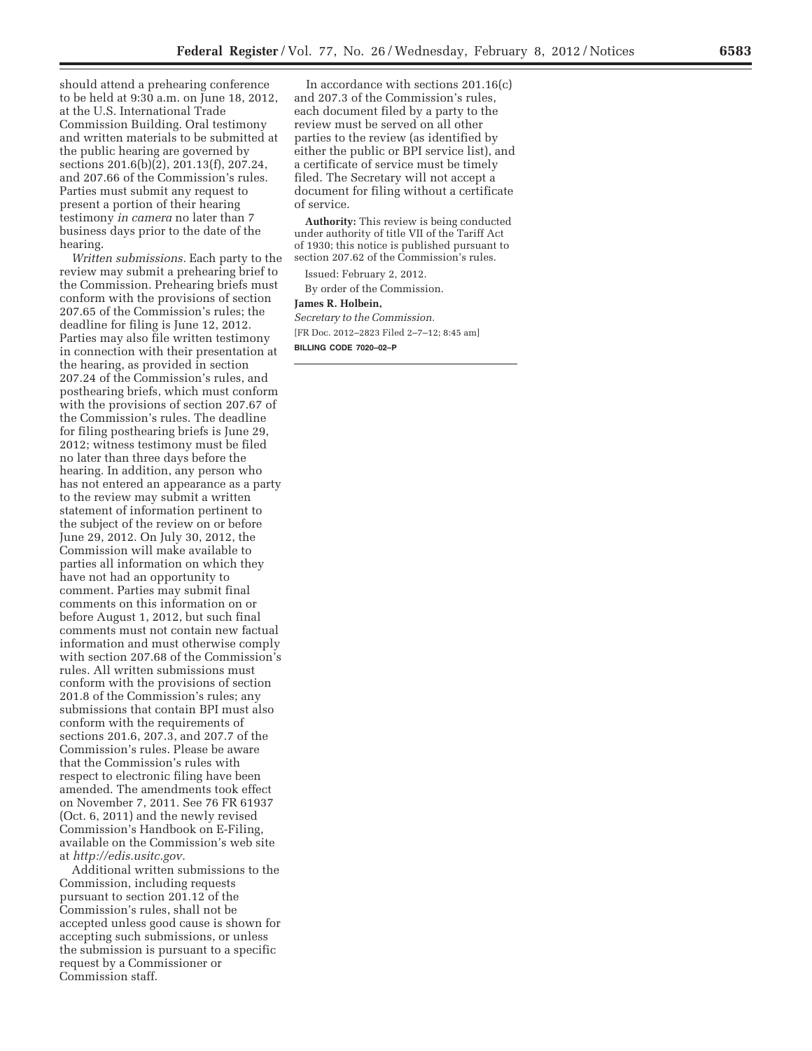should attend a prehearing conference to be held at 9:30 a.m. on June 18, 2012, at the U.S. International Trade Commission Building. Oral testimony and written materials to be submitted at the public hearing are governed by sections 201.6(b)(2), 201.13(f), 207.24, and 207.66 of the Commission's rules. Parties must submit any request to present a portion of their hearing testimony *in camera* no later than 7 business days prior to the date of the hearing.

*Written submissions.* Each party to the review may submit a prehearing brief to the Commission. Prehearing briefs must conform with the provisions of section 207.65 of the Commission's rules; the deadline for filing is June 12, 2012. Parties may also file written testimony in connection with their presentation at the hearing, as provided in section 207.24 of the Commission's rules, and posthearing briefs, which must conform with the provisions of section 207.67 of the Commission's rules. The deadline for filing posthearing briefs is June 29, 2012; witness testimony must be filed no later than three days before the hearing. In addition, any person who has not entered an appearance as a party to the review may submit a written statement of information pertinent to the subject of the review on or before June 29, 2012. On July 30, 2012, the Commission will make available to parties all information on which they have not had an opportunity to comment. Parties may submit final comments on this information on or before August 1, 2012, but such final comments must not contain new factual information and must otherwise comply with section 207.68 of the Commission's rules. All written submissions must conform with the provisions of section 201.8 of the Commission's rules; any submissions that contain BPI must also conform with the requirements of sections 201.6, 207.3, and 207.7 of the Commission's rules. Please be aware that the Commission's rules with respect to electronic filing have been amended. The amendments took effect on November 7, 2011. See 76 FR 61937 (Oct. 6, 2011) and the newly revised Commission's Handbook on E-Filing, available on the Commission's web site at *http://edis.usitc.gov.*

Additional written submissions to the Commission, including requests pursuant to section 201.12 of the Commission's rules, shall not be accepted unless good cause is shown for accepting such submissions, or unless the submission is pursuant to a specific request by a Commissioner or Commission staff.

In accordance with sections 201.16(c) and 207.3 of the Commission's rules, each document filed by a party to the review must be served on all other parties to the review (as identified by either the public or BPI service list), and a certificate of service must be timely filed. The Secretary will not accept a document for filing without a certificate of service.

**Authority:** This review is being conducted under authority of title VII of the Tariff Act of 1930; this notice is published pursuant to section 207.62 of the Commission's rules.

Issued: February 2, 2012.

By order of the Commission.

**James R. Holbein,**

*Secretary to the Commission.*

[FR Doc. 2012–2823 Filed 2–7–12; 8:45 am]

**BILLING CODE 7020–02–P**